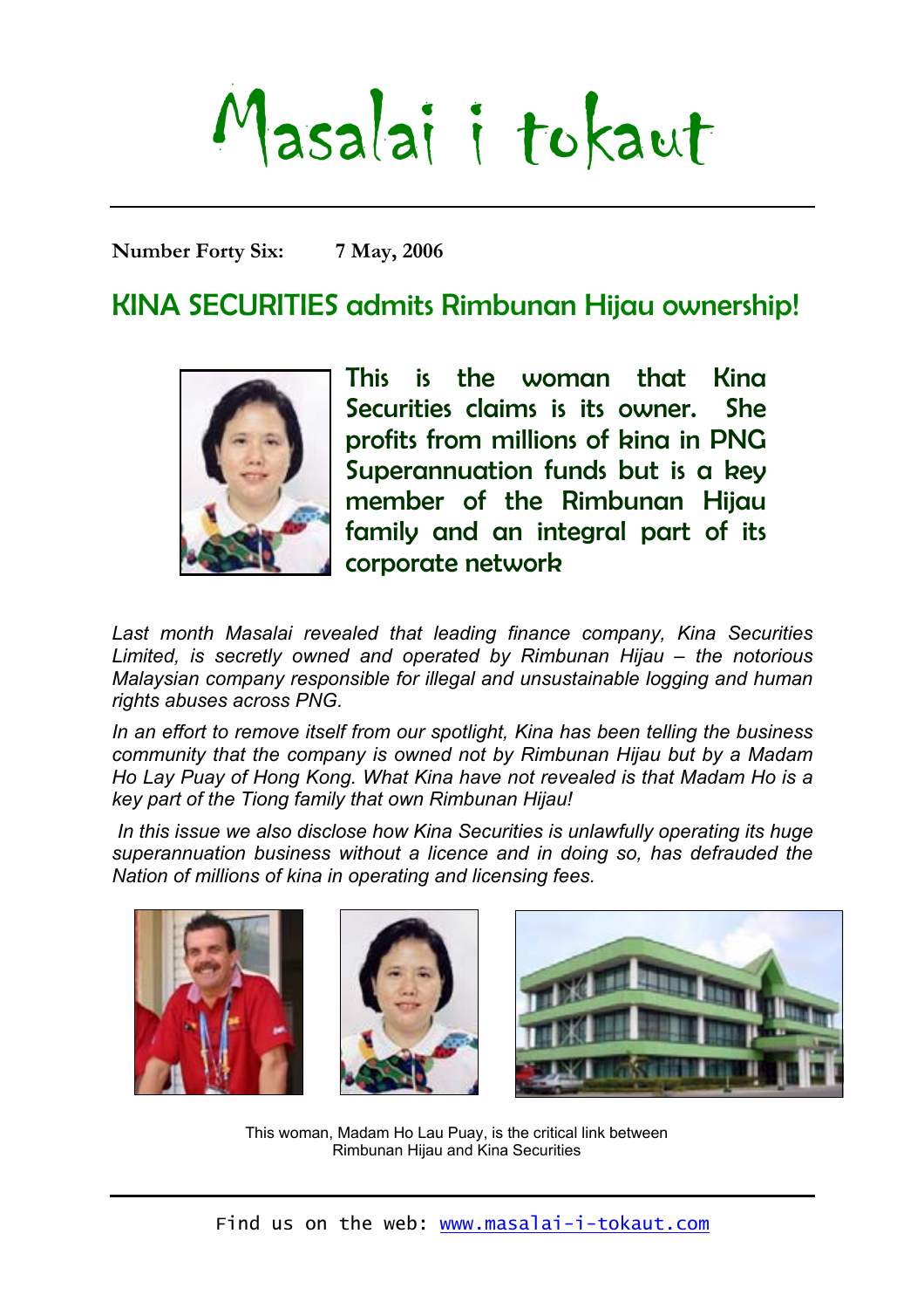# Masalai i tokaut

**Number Forty Six: 7 May, 2006**

## KINA SECURITIES admits Rimbunan Hijau ownership!

This is the woman that Kina Securities claims is its owner. She profits from millions of kina in PNG Superannuation funds but is a key member of the Rimbunan Hijau family and an integral part of its corporate network

*Last month Masalai revealed that leading finance company, Kina Securities Limited, is secretly owned and operated by Rimbunan Hijau – the notorious Malaysian company responsible for illegal and unsustainable logging and human rights abuses across PNG.*

*In an effort to remove itself from our spotlight, Kina has been telling the business community that the company is owned not by Rimbunan Hijau but by a Madam Ho Lay Puay of Hong Kong. What Kina have not revealed is that Madam Ho is a key part of the Tiong family that own Rimbunan Hijau!*

*In this issue we also disclose how Kina Securities is unlawfully operating its huge superannuation business without a licence and in doing so, has defrauded the Nation of millions of kina in operating and licensing fees.*

This woman, Madam Ho Lau Puay, is the critical link between Rimbunan Hijau and Kina Securities

Find us on the web: www.masalai-i-tokaut.com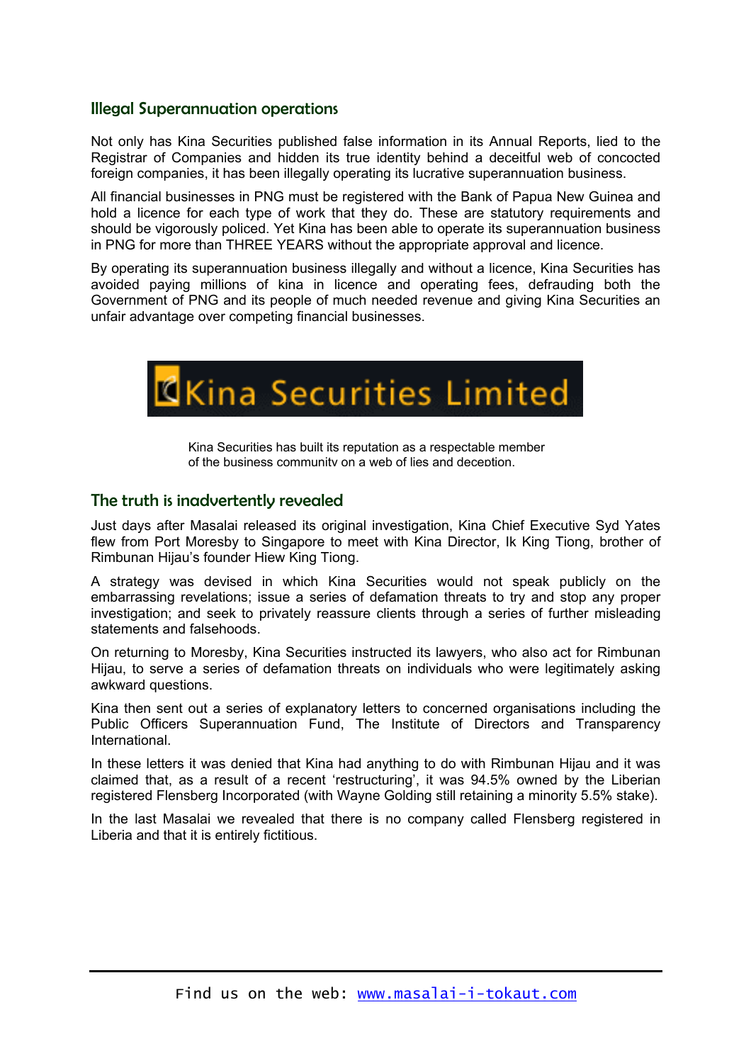## Illegal Superannuation operations

Not only has Kina Securities published false information in its Annual Reports, lied to the Registrar of Companies and hidden its true identity behind a deceitful web of concocted foreign companies, it has been illegally operating its lucrative superannuation business.

All financial businesses in PNG must be registered with the Bank of Papua New Guinea and hold a licence for each type of work that they do. These are statutory requirements and should be vigorously policed. Yet Kina has been able to operate its superannuation business in PNG for more than THREE YEARS without the appropriate approval and licence.

By operating its superannuation business illegally and without a licence, Kina Securities has avoided paying millions of kina in licence and operating fees, defrauding both the Government of PNG and its people of much needed revenue and giving Kina Securities an unfair advantage over competing financial businesses.

Kina Securities Limited

Kina Securities has built its reputation as a respectable member of the business community on a web of lies and deception.

## The truth is inadvertently revealed

Just days after Masalai released its original investigation, Kina Chief Executive Syd Yates flew from Port Moresby to Singapore to meet with Kina Director, Ik King Tiong, brother of Rimbunan Hijau's founder Hiew King Tiong.

A strategy was devised in which Kina Securities would not speak publicly on the embarrassing revelations; issue a series of defamation threats to try and stop any proper investigation; and seek to privately reassure clients through a series of further misleading statements and falsehoods.

On returning to Moresby, Kina Securities instructed its lawyers, who also act for Rimbunan Hijau, to serve a series of defamation threats on individuals who were legitimately asking awkward questions.

Kina then sent out a series of explanatory letters to concerned organisations including the Public Officers Superannuation Fund, The Institute of Directors and Transparency International.

In these letters it was denied that Kina had anything to do with Rimbunan Hijau and it was claimed that, as a result of a recent 'restructuring', it was 94.5% owned by the Liberian registered Flensberg Incorporated (with Wayne Golding still retaining a minority 5.5% stake).

In the last Masalai we revealed that there is no company called Flensberg registered in Liberia and that it is entirely fictitious.

Find us on the web: www.masalai-i-tokaut.com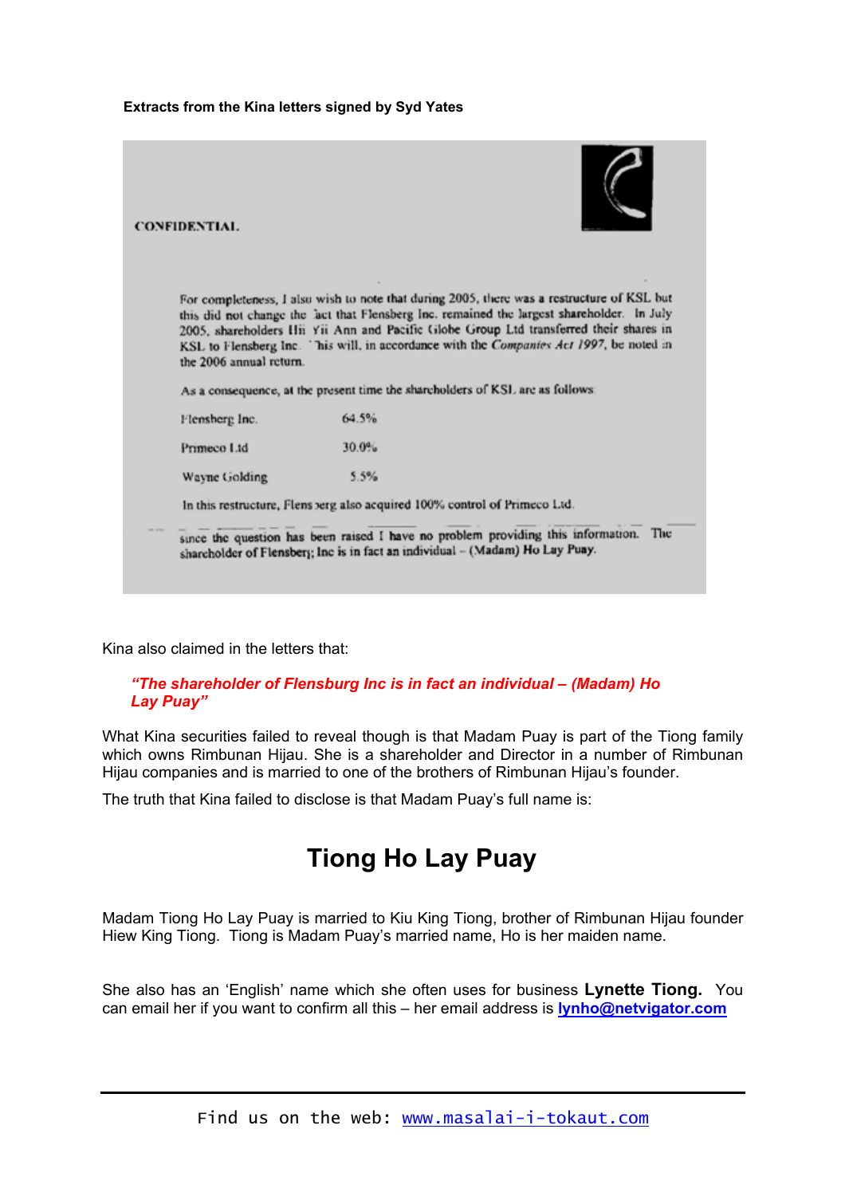**Extracts from the Kina letters signed by Syd Yates**

CONFIDENTIAL

For completeness, I also wish to note that during 2005, there was a restructure of KSL but this did not change the fact that Flensberg Inc. remained the largest shareholder. In July 2005, shareholders Hii Yii Ann and Pacific Globe Group Ltd transferred their shares in KSL to Flensberg Inc. This will, in accordance with the *Companies Act 1997*, be noted in the 2006 annual return.

As a consequence, at the present time the shareholders of KSL are as follows:

| | |
|---|---|
| Flensberg Inc. | 64.5% |
| Primeco Ltd | 30.0% |
| Wayne Golding | 5.5% |

In this restructure, Flensberg also acquired 100% control of Primeco Ltd.

since the question has been raised I have no problem providing this information. The shareholder of Flensberg Inc is in fact an individual – (Madam) Ho Lay Puay.

Kina also claimed in the letters that:

> ***"The shareholder of Flensburg Inc is in fact an individual – (Madam) Ho Lay Puay"***

What Kina securities failed to reveal though is that Madam Puay is part of the Tiong family which owns Rimbunan Hijau. She is a shareholder and Director in a number of Rimbunan Hijau companies and is married to one of the brothers of Rimbunan Hijau's founder.

The truth that Kina failed to disclose is that Madam Puay's full name is:

# Tiong Ho Lay Puay

Madam Tiong Ho Lay Puay is married to Kiu King Tiong, brother of Rimbunan Hijau founder Hiew King Tiong. Tiong is Madam Puay's married name, Ho is her maiden name.

She also has an 'English' name which she often uses for business **Lynette Tiong.** You can email her if you want to confirm all this – her email address is **lynho@netvigator.com**

Find us on the web: www.masalai-i-tokaut.com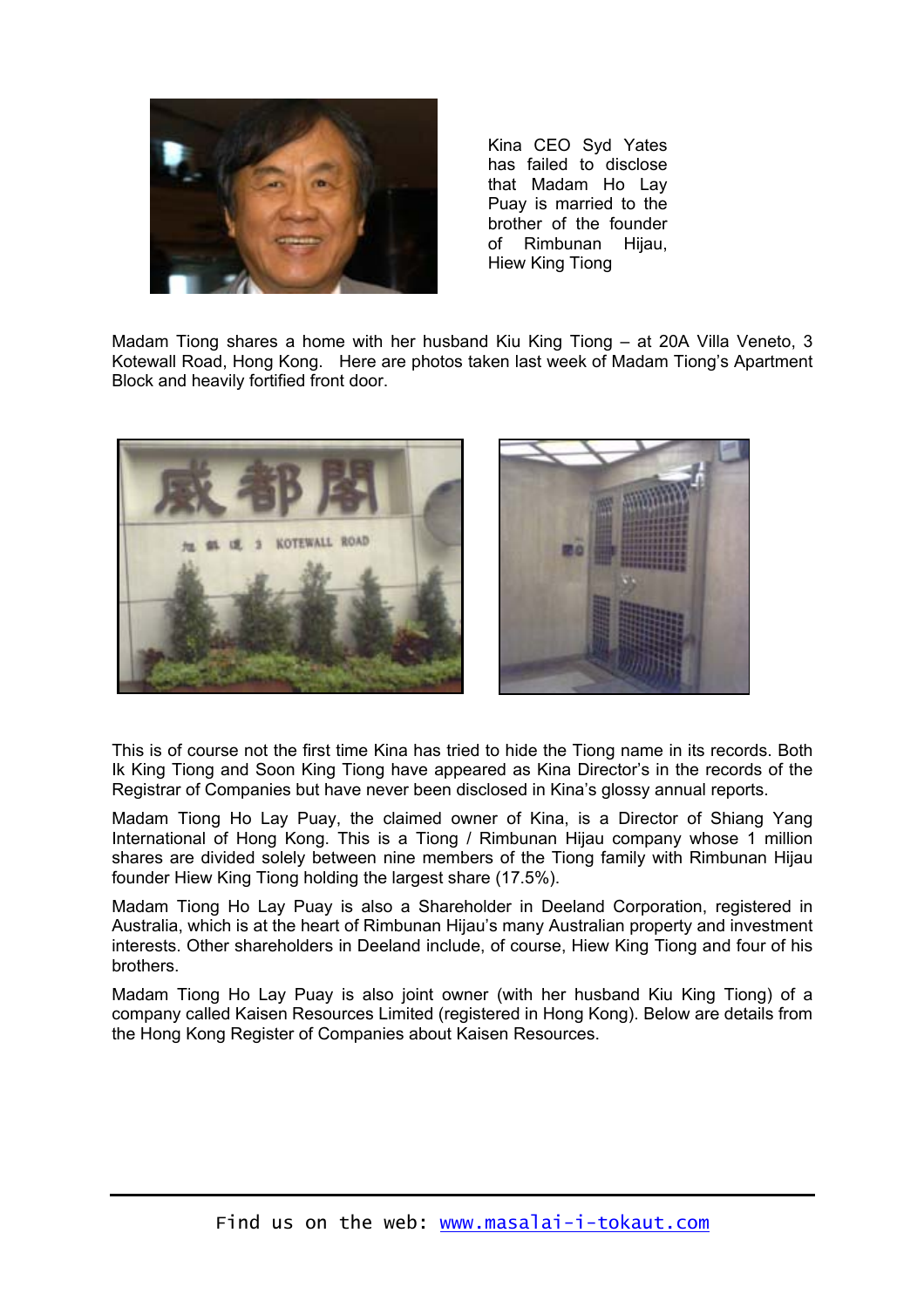Kina CEO Syd Yates has failed to disclose that Madam Ho Lay Puay is married to the brother of the founder of Rimbunan Hijau, Hiew King Tiong

Madam Tiong shares a home with her husband Kiu King Tiong – at 20A Villa Veneto, 3 Kotewall Road, Hong Kong. Here are photos taken last week of Madam Tiong's Apartment Block and heavily fortified front door.

This is of course not the first time Kina has tried to hide the Tiong name in its records. Both Ik King Tiong and Soon King Tiong have appeared as Kina Director's in the records of the Registrar of Companies but have never been disclosed in Kina's glossy annual reports.

Madam Tiong Ho Lay Puay, the claimed owner of Kina, is a Director of Shiang Yang International of Hong Kong. This is a Tiong / Rimbunan Hijau company whose 1 million shares are divided solely between nine members of the Tiong family with Rimbunan Hijau founder Hiew King Tiong holding the largest share (17.5%).

Madam Tiong Ho Lay Puay is also a Shareholder in Deeland Corporation, registered in Australia, which is at the heart of Rimbunan Hijau's many Australian property and investment interests. Other shareholders in Deeland include, of course, Hiew King Tiong and four of his brothers.

Madam Tiong Ho Lay Puay is also joint owner (with her husband Kiu King Tiong) of a company called Kaisen Resources Limited (registered in Hong Kong). Below are details from the Hong Kong Register of Companies about Kaisen Resources.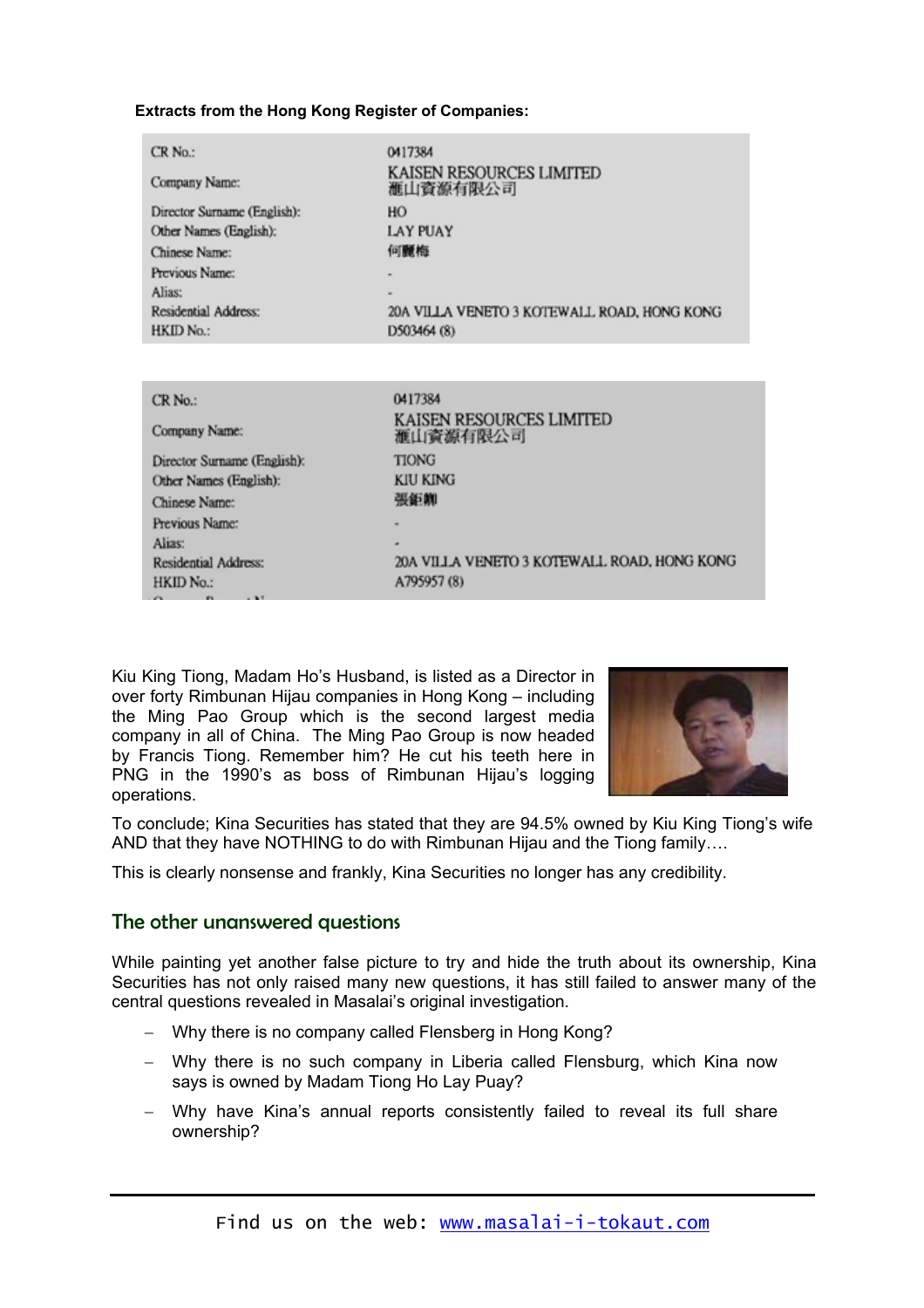**Extracts from the Hong Kong Register of Companies:**

| | |
|---|---|
| CR No.: | 0417384 |
| Company Name: | KAISEN RESOURCES LIMITED 滙山資源有限公司 |
| Director Surname (English): | HO |
| Other Names (English): | LAY PUAY |
| Chinese Name: | 何麗梅 |
| Previous Name: | - |
| Alias: | - |
| Residential Address: | 20A VILLA VENETO 3 KOTEWALL ROAD, HONG KONG |
| HKID No.: | D503464 (8) |

| | |
|---|---|
| CR No.: | 0417384 |
| Company Name: | KAISEN RESOURCES LIMITED 滙山資源有限公司 |
| Director Surname (English): | TIONG |
| Other Names (English): | KIU KING |
| Chinese Name: | 張鉅卿 |
| Previous Name: | - |
| Alias: | - |
| Residential Address: | 20A VILLA VENETO 3 KOTEWALL ROAD, HONG KONG |
| HKID No.: | A795957 (8) |

Kiu King Tiong, Madam Ho's Husband, is listed as a Director in over forty Rimbunan Hijau companies in Hong Kong – including the Ming Pao Group which is the second largest media company in all of China. The Ming Pao Group is now headed by Francis Tiong. Remember him? He cut his teeth here in PNG in the 1990's as boss of Rimbunan Hijau's logging operations.

To conclude; Kina Securities has stated that they are 94.5% owned by Kiu King Tiong's wife AND that they have NOTHING to do with Rimbunan Hijau and the Tiong family….

This is clearly nonsense and frankly, Kina Securities no longer has any credibility.

## The other unanswered questions

While painting yet another false picture to try and hide the truth about its ownership, Kina Securities has not only raised many new questions, it has still failed to answer many of the central questions revealed in Masalai's original investigation.

- Why there is no company called Flensberg in Hong Kong?
- Why there is no such company in Liberia called Flensburg, which Kina now says is owned by Madam Tiong Ho Lay Puay?
- Why have Kina's annual reports consistently failed to reveal its full share ownership?

Find us on the web: www.masalai-i-tokaut.com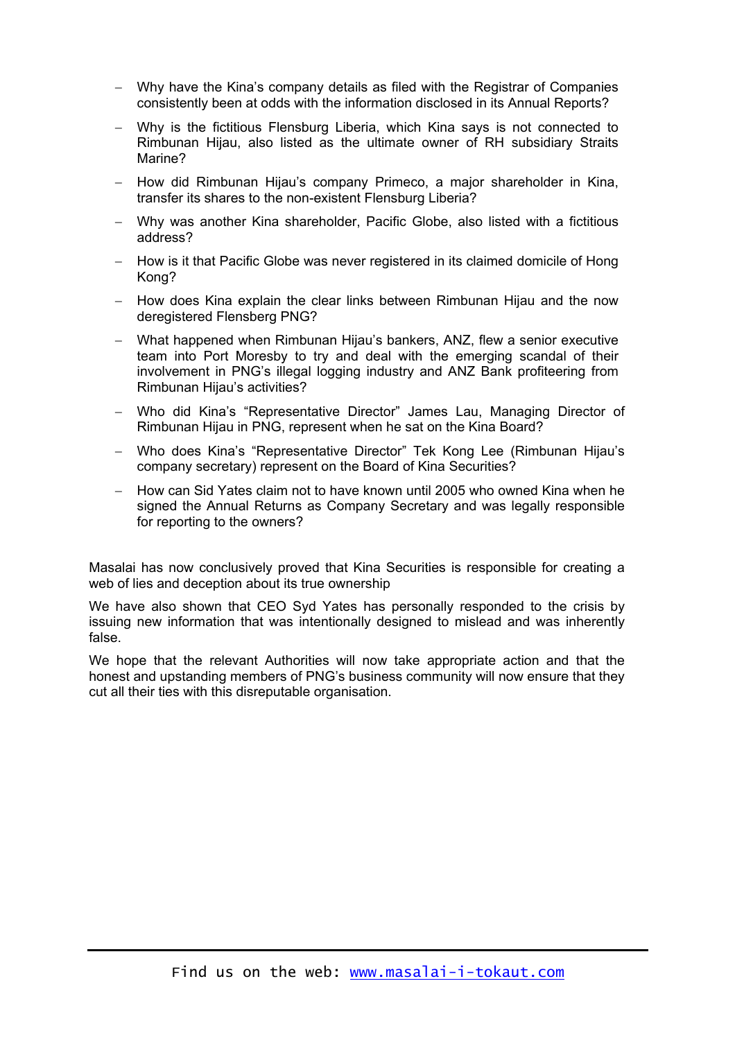- Why have the Kina's company details as filed with the Registrar of Companies consistently been at odds with the information disclosed in its Annual Reports?
- Why is the fictitious Flensburg Liberia, which Kina says is not connected to Rimbunan Hijau, also listed as the ultimate owner of RH subsidiary Straits Marine?
- How did Rimbunan Hijau's company Primeco, a major shareholder in Kina, transfer its shares to the non-existent Flensburg Liberia?
- Why was another Kina shareholder, Pacific Globe, also listed with a fictitious address?
- How is it that Pacific Globe was never registered in its claimed domicile of Hong Kong?
- How does Kina explain the clear links between Rimbunan Hijau and the now deregistered Flensberg PNG?
- What happened when Rimbunan Hijau's bankers, ANZ, flew a senior executive team into Port Moresby to try and deal with the emerging scandal of their involvement in PNG's illegal logging industry and ANZ Bank profiteering from Rimbunan Hijau's activities?
- Who did Kina's "Representative Director" James Lau, Managing Director of Rimbunan Hijau in PNG, represent when he sat on the Kina Board?
- Who does Kina's "Representative Director" Tek Kong Lee (Rimbunan Hijau's company secretary) represent on the Board of Kina Securities?
- How can Sid Yates claim not to have known until 2005 who owned Kina when he signed the Annual Returns as Company Secretary and was legally responsible for reporting to the owners?

Masalai has now conclusively proved that Kina Securities is responsible for creating a web of lies and deception about its true ownership

We have also shown that CEO Syd Yates has personally responded to the crisis by issuing new information that was intentionally designed to mislead and was inherently false.

We hope that the relevant Authorities will now take appropriate action and that the honest and upstanding members of PNG's business community will now ensure that they cut all their ties with this disreputable organisation.

Find us on the web: www.masalai-i-tokaut.com